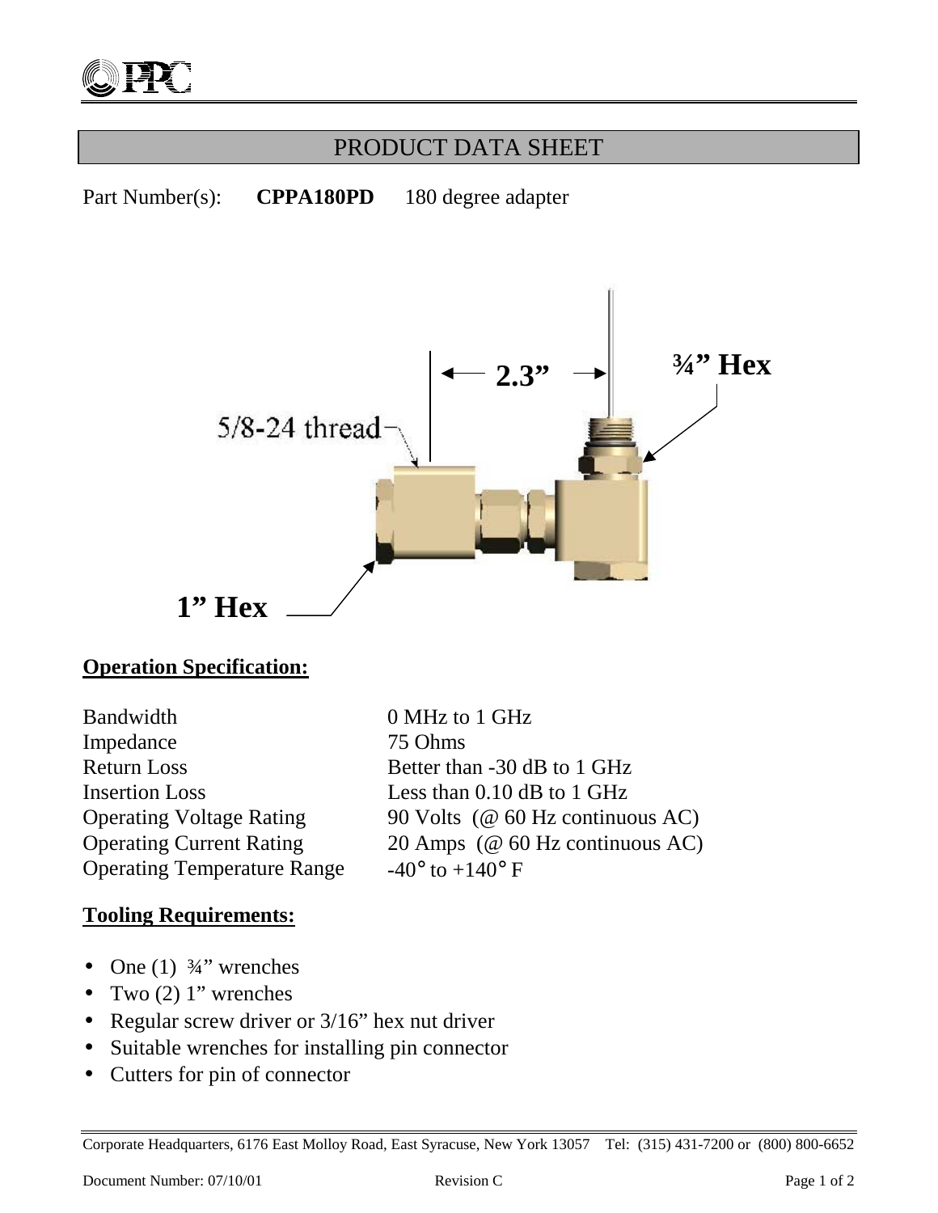# PRODUCT DATA SHEET

Part Number(s): **CPPA180PD** 180 degree adapter

5/8-24 thread

**2.3"**

**¾" Hex**

**1" Hex**

## Operation Specification:

| | |
|---|---|
| Bandwidth | 0 MHz to 1 GHz |
| Impedance | 75 Ohms |
| Return Loss | Better than -30 dB to 1 GHz |
| Insertion Loss | Less than 0.10 dB to 1 GHz |
| Operating Voltage Rating | 90 Volts (@ 60 Hz continuous AC) |
| Operating Current Rating | 20 Amps (@ 60 Hz continuous AC) |
| Operating Temperature Range | -40° to +140° F |

## Tooling Requirements:

- One (1) ¾" wrenches
- Two (2) 1" wrenches
- Regular screw driver or 3/16" hex nut driver
- Suitable wrenches for installing pin connector
- Cutters for pin of connector

Corporate Headquarters, 6176 East Molloy Road, East Syracuse, New York 13057 Tel: (315) 431-7200 or (800) 800-6652

Document Number: 07/10/01 Revision C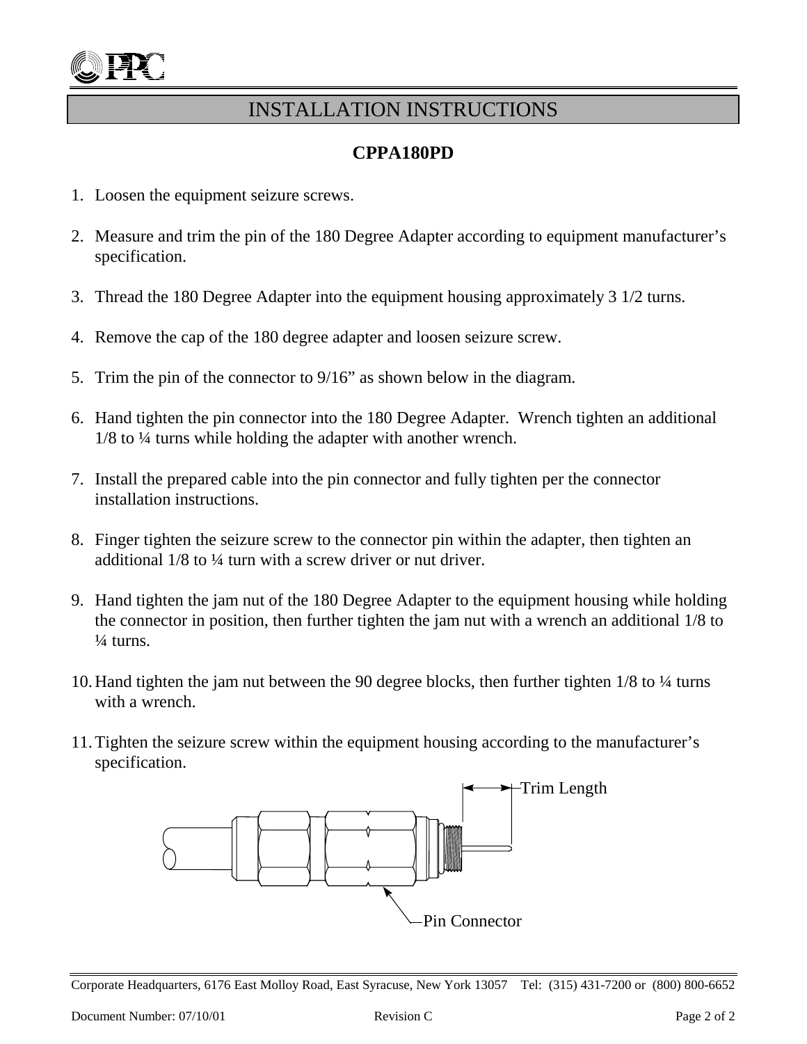# INSTALLATION INSTRUCTIONS

## CPPA180PD

1. Loosen the equipment seizure screws.

2. Measure and trim the pin of the 180 Degree Adapter according to equipment manufacturer's specification.

3. Thread the 180 Degree Adapter into the equipment housing approximately 3 1/2 turns.

4. Remove the cap of the 180 degree adapter and loosen seizure screw.

5. Trim the pin of the connector to 9/16" as shown below in the diagram.

6. Hand tighten the pin connector into the 180 Degree Adapter. Wrench tighten an additional 1/8 to ¼ turns while holding the adapter with another wrench.

7. Install the prepared cable into the pin connector and fully tighten per the connector installation instructions.

8. Finger tighten the seizure screw to the connector pin within the adapter, then tighten an additional 1/8 to ¼ turn with a screw driver or nut driver.

9. Hand tighten the jam nut of the 180 Degree Adapter to the equipment housing while holding the connector in position, then further tighten the jam nut with a wrench an additional 1/8 to ¼ turns.

10. Hand tighten the jam nut between the 90 degree blocks, then further tighten 1/8 to ¼ turns with a wrench.

11. Tighten the seizure screw within the equipment housing according to the manufacturer's specification.

Trim Length

Pin Connector

Corporate Headquarters, 6176 East Molloy Road, East Syracuse, New York 13057 Tel: (315) 431-7200 or (800) 800-6652

Document Number: 07/10/01 Revision C